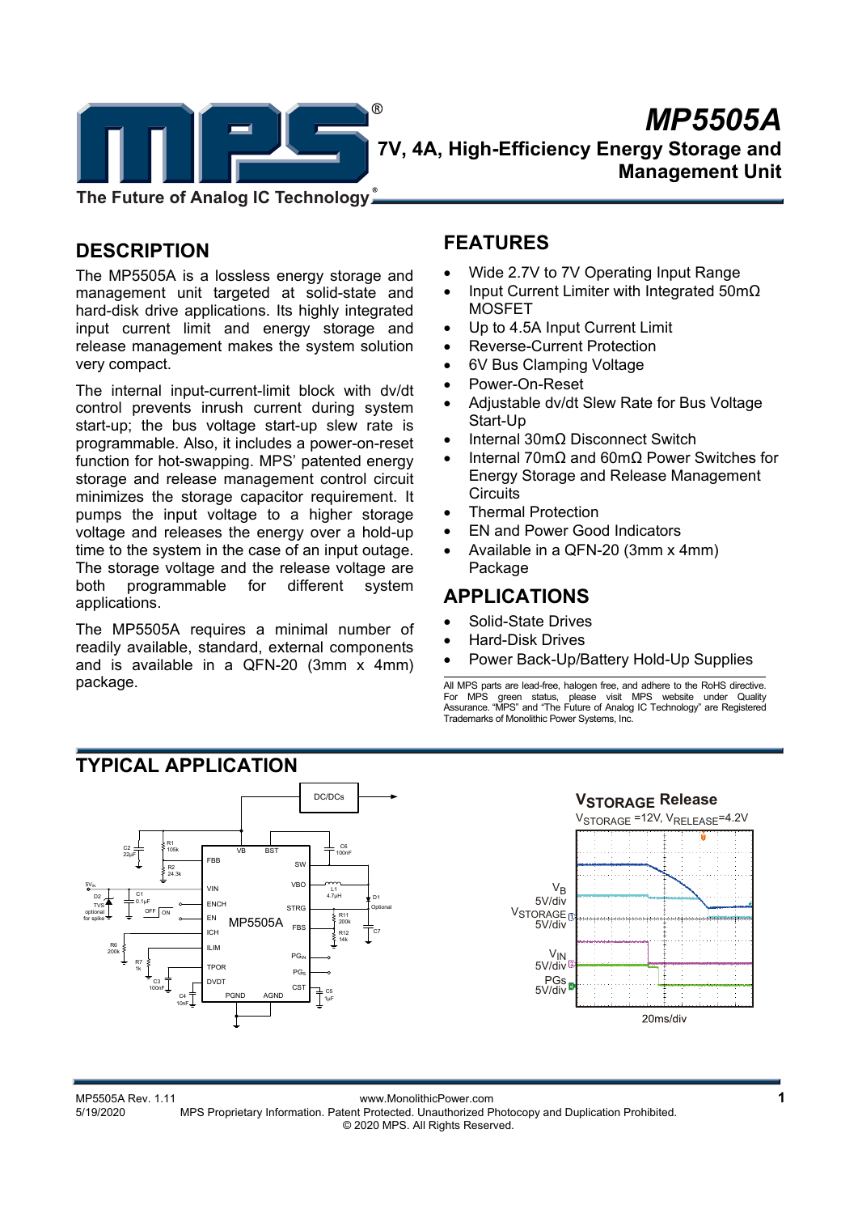# MP5505A

## 7V, 4A, High-Efficiency Energy Storage and Management Unit

## DESCRIPTION

The MP5505A is a lossless energy storage and management unit targeted at solid-state and hard-disk drive applications. Its highly integrated input current limit and energy storage and release management makes the system solution very compact.

The internal input-current-limit block with dv/dt control prevents inrush current during system start-up; the bus voltage start-up slew rate is programmable. Also, it includes a power-on-reset function for hot-swapping. MPS' patented energy storage and release management control circuit minimizes the storage capacitor requirement. It pumps the input voltage to a higher storage voltage and releases the energy over a hold-up time to the system in the case of an input outage. The storage voltage and the release voltage are both programmable for different system applications.

The MP5505A requires a minimal number of readily available, standard, external components and is available in a QFN-20 (3mm x 4mm) package.

## FEATURES

- Wide 2.7V to 7V Operating Input Range
- Input Current Limiter with Integrated 50mΩ MOSFET
- Up to 4.5A Input Current Limit
- Reverse-Current Protection
- 6V Bus Clamping Voltage
- Power-On-Reset
- Adjustable dv/dt Slew Rate for Bus Voltage Start-Up
- Internal 30mΩ Disconnect Switch
- Internal 70mΩ and 60mΩ Power Switches for Energy Storage and Release Management Circuits
- Thermal Protection
- EN and Power Good Indicators
- Available in a QFN-20 (3mm x 4mm) Package

## APPLICATIONS

- Solid-State Drives
- Hard-Disk Drives
- Power Back-Up/Battery Hold-Up Supplies

All MPS parts are lead-free, halogen free, and adhere to the RoHS directive. For MPS green status, please visit MPS website under Quality Assurance. "MPS" and "The Future of Analog IC Technology" are Registered Trademarks of Monolithic Power Systems, Inc.

## TYPICAL APPLICATION

**$V_{STORAGE}$ Release**

$V_{STORAGE}$ =12V, $V_{RELEASE}$=4.2V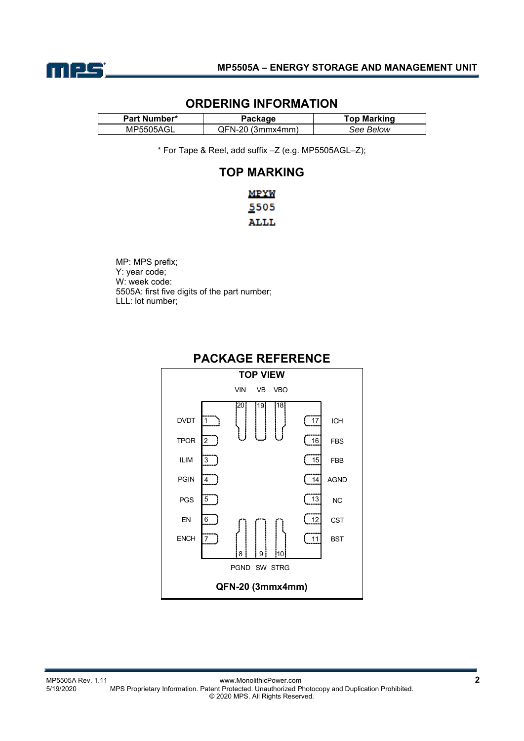## ORDERING INFORMATION

| Part Number* | Package | Top Marking |
|---|---|---|
| MP5505AGL | QFN-20 (3mmx4mm) | *See Below* |

\* For Tape & Reel, add suffix –Z (e.g. MP5505AGL–Z);

## TOP MARKING

MPYW
5505
ALLL

MP: MPS prefix;
Y: year code;
W: week code:
5505A: first five digits of the part number;
LLL: lot number;

## PACKAGE REFERENCE

**TOP VIEW**

| Pin | Name | Pin | Name |
|---|---|---|---|
| 1 | DVDT | 17 | ICH |
| 2 | TPOR | 16 | FBS |
| 3 | ILIM | 15 | FBB |
| 4 | PGIN | 14 | AGND |
| 5 | PGS | 13 | NC |
| 6 | EN | 12 | CST |
| 7 | ENCH | 11 | BST |
| 8 | PGND | 18 | VBO |
| 9 | SW | 19 | VB |
| 10 | STRG | 20 | VIN |

**QFN-20 (3mmx4mm)**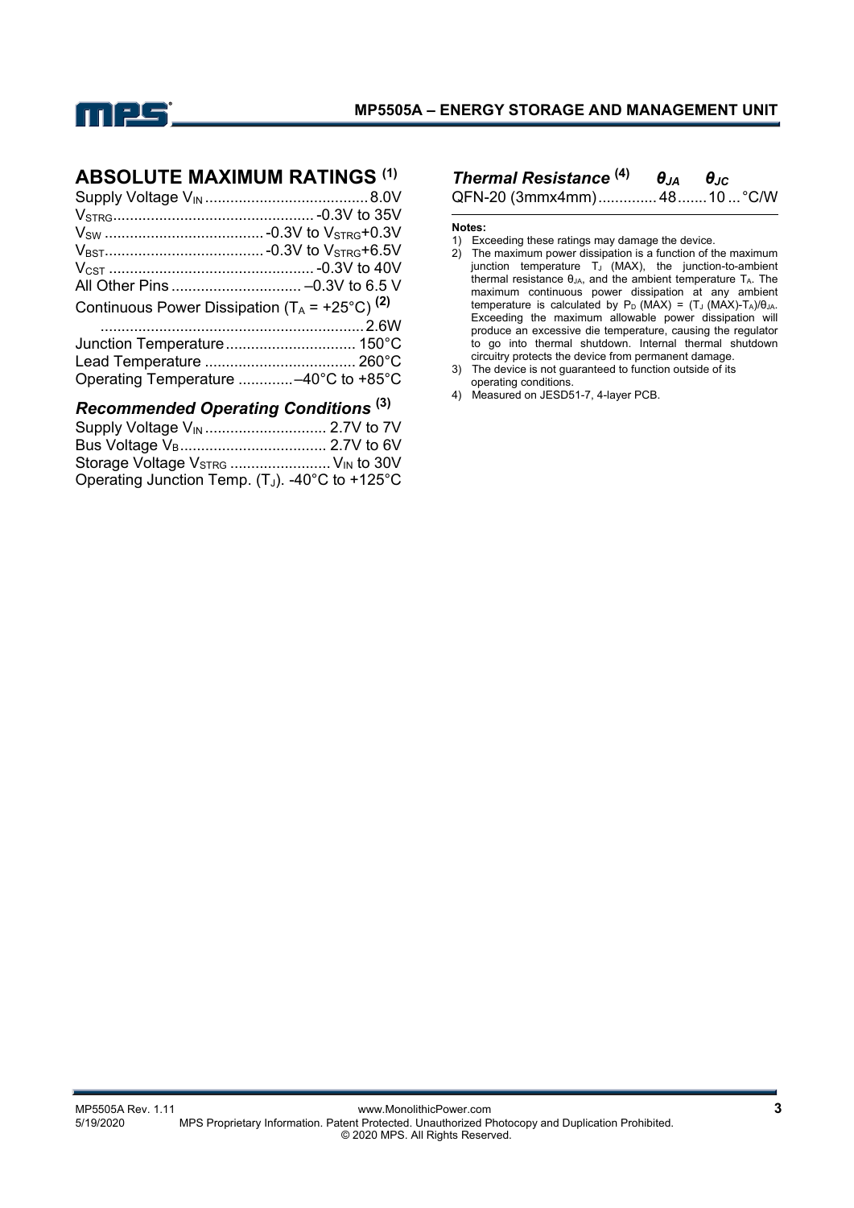## ABSOLUTE MAXIMUM RATINGS [1]

Supply Voltage $V_{IN}$ .......................................8.0V
$V_{STRG}$...............................................-0.3V to 35V
$V_{SW}$ ......................................-0.3V to $V_{STRG}$+0.3V
$V_{BST}$.....................................-0.3V to $V_{STRG}$+6.5V
$V_{CST}$ ................................................-0.3V to 40V
All Other Pins ...............................–0.3V to 6.5 V
Continuous Power Dissipation ($T_A$ = +25°C) [2]
..............................................................2.6W
Junction Temperature................................150°C
Lead Temperature ....................................260°C
Operating Temperature .............–40°C to +85°C

### *Recommended Operating Conditions* [3]

Supply Voltage $V_{IN}$ ............................ 2.7V to 7V
Bus Voltage $V_B$................................... 2.7V to 6V
Storage Voltage $V_{STRG}$ ....................... $V_{IN}$ to 30V
Operating Junction Temp. ($T_J$). -40°C to +125°C

| *Thermal Resistance* [4] | $\theta_{JA}$ | $\theta_{JC}$ | |
|---|---|---|---|
| QFN-20 (3mmx4mm) | 48 | 10 | °C/W |

**Notes:**

1) Exceeding these ratings may damage the device.
2) The maximum power dissipation is a function of the maximum junction temperature $T_J$ (MAX), the junction-to-ambient thermal resistance $\theta_{JA}$, and the ambient temperature $T_A$. The maximum continuous power dissipation at any ambient temperature is calculated by $P_D$ (MAX) = ($T_J$ (MAX)-$T_A$)/$\theta_{JA}$. Exceeding the maximum allowable power dissipation will produce an excessive die temperature, causing the regulator to go into thermal shutdown. Internal thermal shutdown circuitry protects the device from permanent damage.
3) The device is not guaranteed to function outside of its operating conditions.
4) Measured on JESD51-7, 4-layer PCB.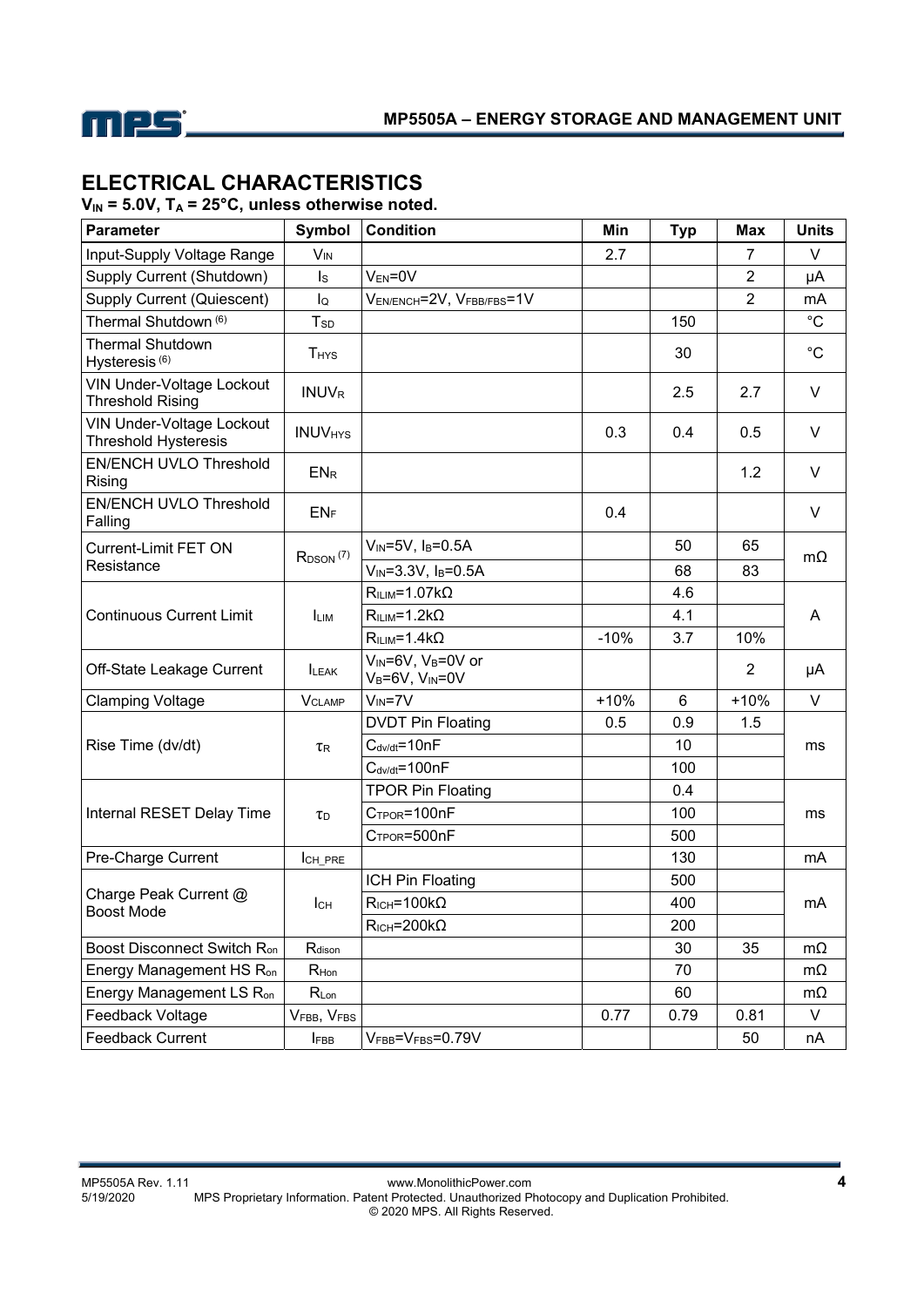## ELECTRICAL CHARACTERISTICS

**$V_{IN}$ = 5.0V, $T_A$ = 25°C, unless otherwise noted.**

| Parameter | Symbol | Condition | Min | Typ | Max | Units |
|---|---|---|---|---|---|---|
| Input-Supply Voltage Range | $V_{IN}$ | | 2.7 | | 7 | V |
| Supply Current (Shutdown) | $I_S$ | $V_{EN}$=0V | | | 2 | µA |
| Supply Current (Quiescent) | $I_Q$ | $V_{EN/ENCH}$=2V, $V_{FBB/FBS}$=1V | | | 2 | mA |
| Thermal Shutdown (6) | $T_{SD}$ | | | 150 | | °C |
| Thermal Shutdown Hysteresis (6) | $T_{HYS}$ | | | 30 | | °C |
| VIN Under-Voltage Lockout Threshold Rising | $INUV_R$ | | | 2.5 | 2.7 | V |
| VIN Under-Voltage Lockout Threshold Hysteresis | $INUV_{HYS}$ | | 0.3 | 0.4 | 0.5 | V |
| EN/ENCH UVLO Threshold Rising | $EN_R$ | | | | 1.2 | V |
| EN/ENCH UVLO Threshold Falling | $EN_F$ | | 0.4 | | | V |
| Current-Limit FET ON Resistance | $R_{DSON}$ (7) | $V_{IN}$=5V, $I_B$=0.5A | | 50 | 65 | mΩ |
| | | $V_{IN}$=3.3V, $I_B$=0.5A | | 68 | 83 | |
| Continuous Current Limit | $I_{LIM}$ | $R_{ILIM}$=1.07kΩ | | 4.6 | | A |
| | | $R_{ILIM}$=1.2kΩ | | 4.1 | | |
| | | $R_{ILIM}$=1.4kΩ | -10% | 3.7 | 10% | |
| Off-State Leakage Current | $I_{LEAK}$ | $V_{IN}$=6V, $V_B$=0V or $V_B$=6V, $V_{IN}$=0V | | | 2 | µA |
| Clamping Voltage | $V_{CLAMP}$ | $V_{IN}$=7V | +10% | 6 | +10% | V |
| Rise Time (dv/dt) | $\tau_R$ | DVDT Pin Floating | 0.5 | 0.9 | 1.5 | ms |
| | | $C_{dv/dt}$=10nF | | 10 | | |
| | | $C_{dv/dt}$=100nF | | 100 | | |
| Internal RESET Delay Time | $\tau_D$ | TPOR Pin Floating | | 0.4 | | ms |
| | | $C_{TPOR}$=100nF | | 100 | | |
| | | $C_{TPOR}$=500nF | | 500 | | |
| Pre-Charge Current | $I_{CH\_PRE}$ | | | 130 | | mA |
| Charge Peak Current @ Boost Mode | $I_{CH}$ | ICH Pin Floating | | 500 | | mA |
| | | $R_{ICH}$=100kΩ | | 400 | | |
| | | $R_{ICH}$=200kΩ | | 200 | | |
| Boost Disconnect Switch $R_{on}$ | $R_{dison}$ | | | 30 | 35 | mΩ |
| Energy Management HS $R_{on}$ | $R_{Hon}$ | | | 70 | | mΩ |
| Energy Management LS $R_{on}$ | $R_{Lon}$ | | | 60 | | mΩ |
| Feedback Voltage | $V_{FBB}$, $V_{FBS}$ | | 0.77 | 0.79 | 0.81 | V |
| Feedback Current | $I_{FBB}$ | $V_{FBB}$=$V_{FBS}$=0.79V | | | 50 | nA |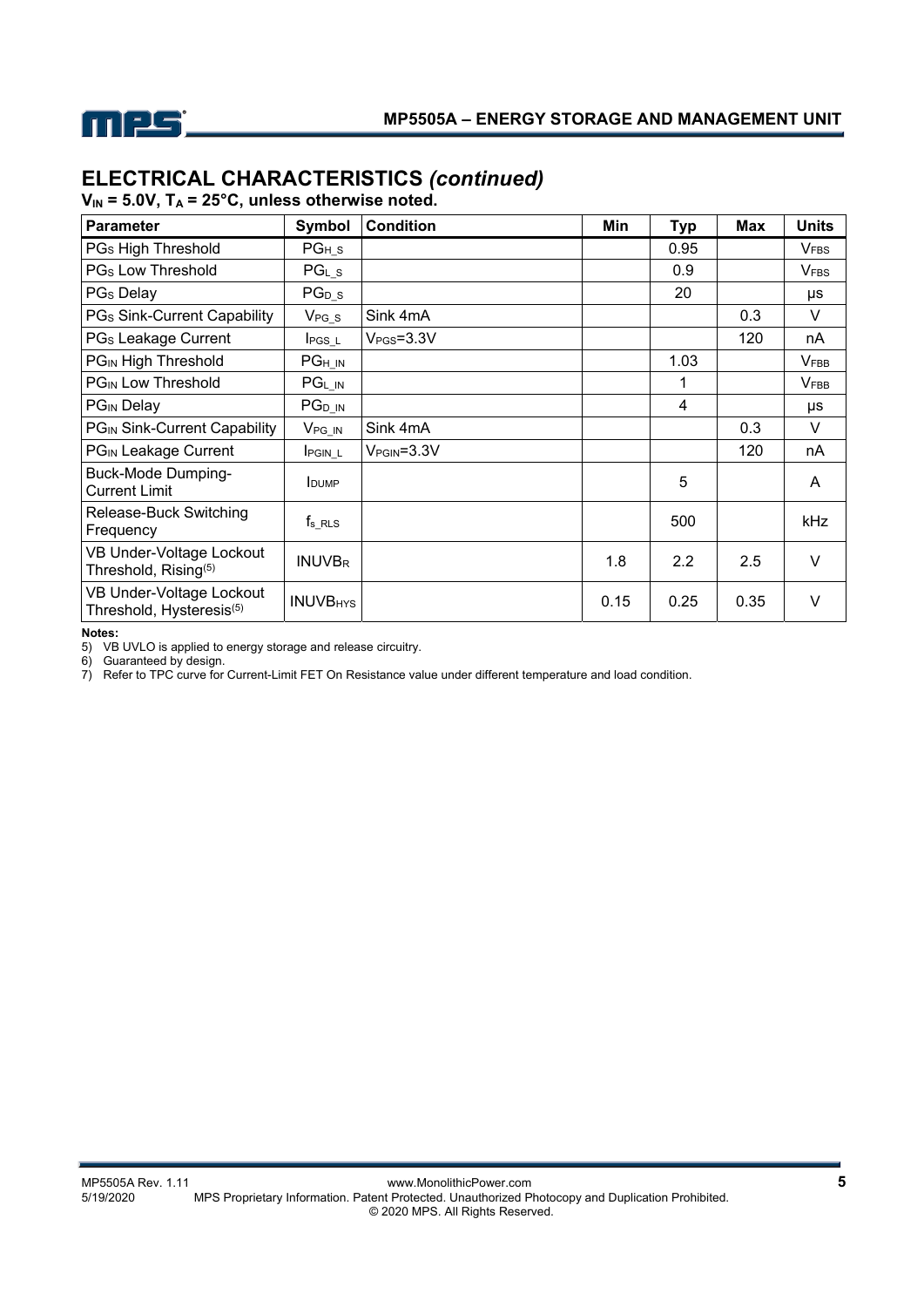## ELECTRICAL CHARACTERISTICS *(continued)*

**$V_{IN}$ = 5.0V, $T_A$ = 25°C, unless otherwise noted.**

| Parameter | Symbol | Condition | Min | Typ | Max | Units |
|---|---|---|---|---|---|---|
| $PG_S$ High Threshold | $PG_{H\_S}$ | | | 0.95 | | $V_{FBS}$ |
| $PG_S$ Low Threshold | $PG_{L\_S}$ | | | 0.9 | | $V_{FBS}$ |
| $PG_S$ Delay | $PG_{D\_S}$ | | | 20 | | µs |
| $PG_S$ Sink-Current Capability | $V_{PG\_S}$ | Sink 4mA | | | 0.3 | V |
| $PG_S$ Leakage Current | $I_{PGS\_L}$ | $V_{PGS}$=3.3V | | | 120 | nA |
| $PG_{IN}$ High Threshold | $PG_{H\_IN}$ | | | 1.03 | | $V_{FBB}$ |
| $PG_{IN}$ Low Threshold | $PG_{L\_IN}$ | | | 1 | | $V_{FBB}$ |
| $PG_{IN}$ Delay | $PG_{D\_IN}$ | | | 4 | | µs |
| $PG_{IN}$ Sink-Current Capability | $V_{PG\_IN}$ | Sink 4mA | | | 0.3 | V |
| $PG_{IN}$ Leakage Current | $I_{PGIN\_L}$ | $V_{PGIN}$=3.3V | | | 120 | nA |
| Buck-Mode Dumping-Current Limit | $I_{DUMP}$ | | | 5 | | A |
| Release-Buck Switching Frequency | $f_{s\_RLS}$ | | | 500 | | kHz |
| VB Under-Voltage Lockout Threshold, Rising(5) | $INUVB_R$ | | 1.8 | 2.2 | 2.5 | V |
| VB Under-Voltage Lockout Threshold, Hysteresis(5) | $INUVB_{HYS}$ | | 0.15 | 0.25 | 0.35 | V |

**Notes:**

5) VB UVLO is applied to energy storage and release circuitry.
6) Guaranteed by design.
7) Refer to TPC curve for Current-Limit FET On Resistance value under different temperature and load condition.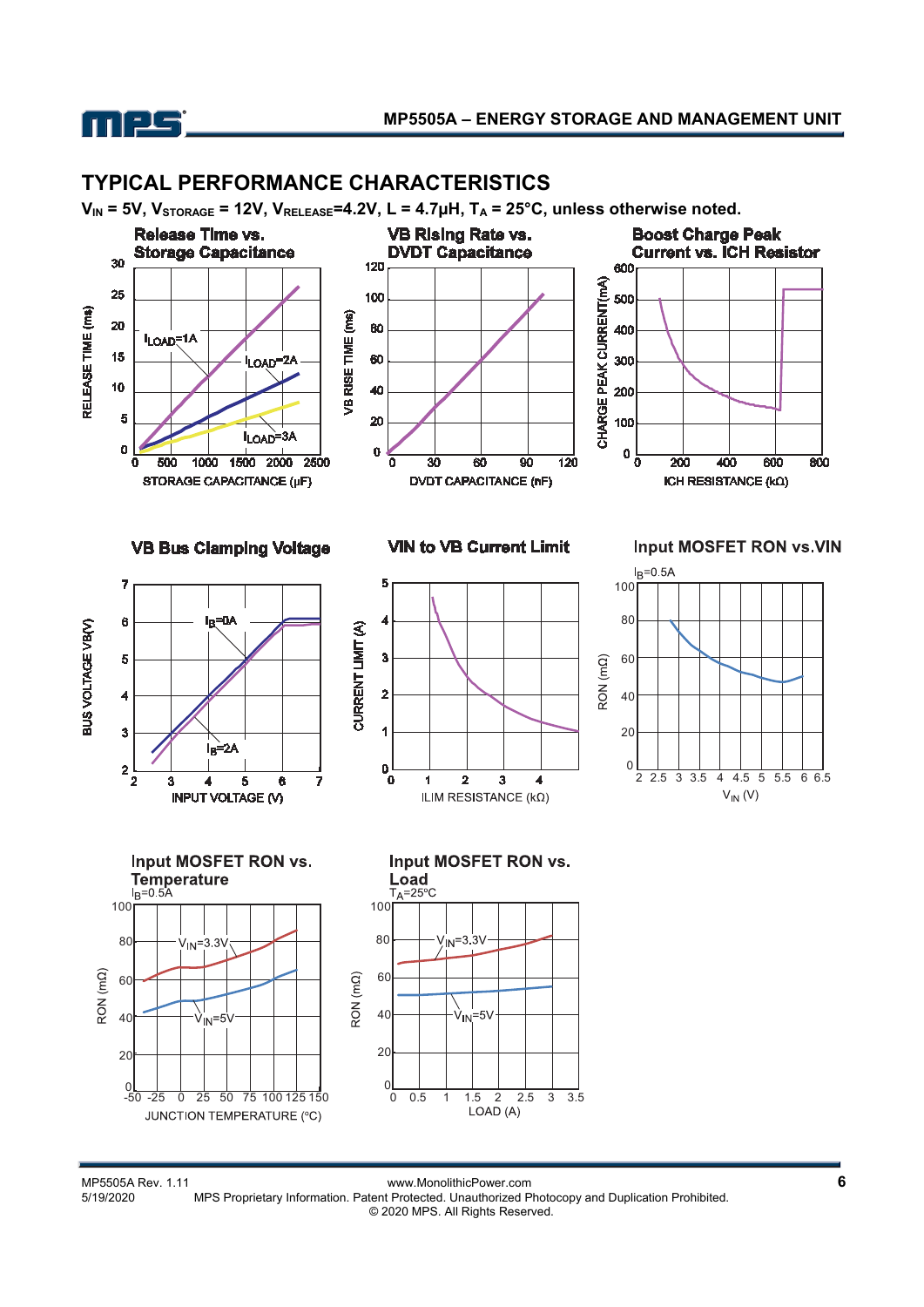## TYPICAL PERFORMANCE CHARACTERISTICS

**$V_{IN}$ = 5V, $V_{STORAGE}$ = 12V, $V_{RELEASE}$=4.2V, L = 4.7µH, $T_A$ = 25°C, unless otherwise noted.**

**Release Time vs. Storage Capacitance**

**VB Rising Rate vs. DVDT Capacitance**

**Boost Charge Peak Current vs. ICH Resistor**

**VB Bus Clamping Voltage**

**VIN to VB Current Limit**

**Input MOSFET RON vs.VIN**

**Input MOSFET RON vs. Temperature**

**Input MOSFET RON vs. Load**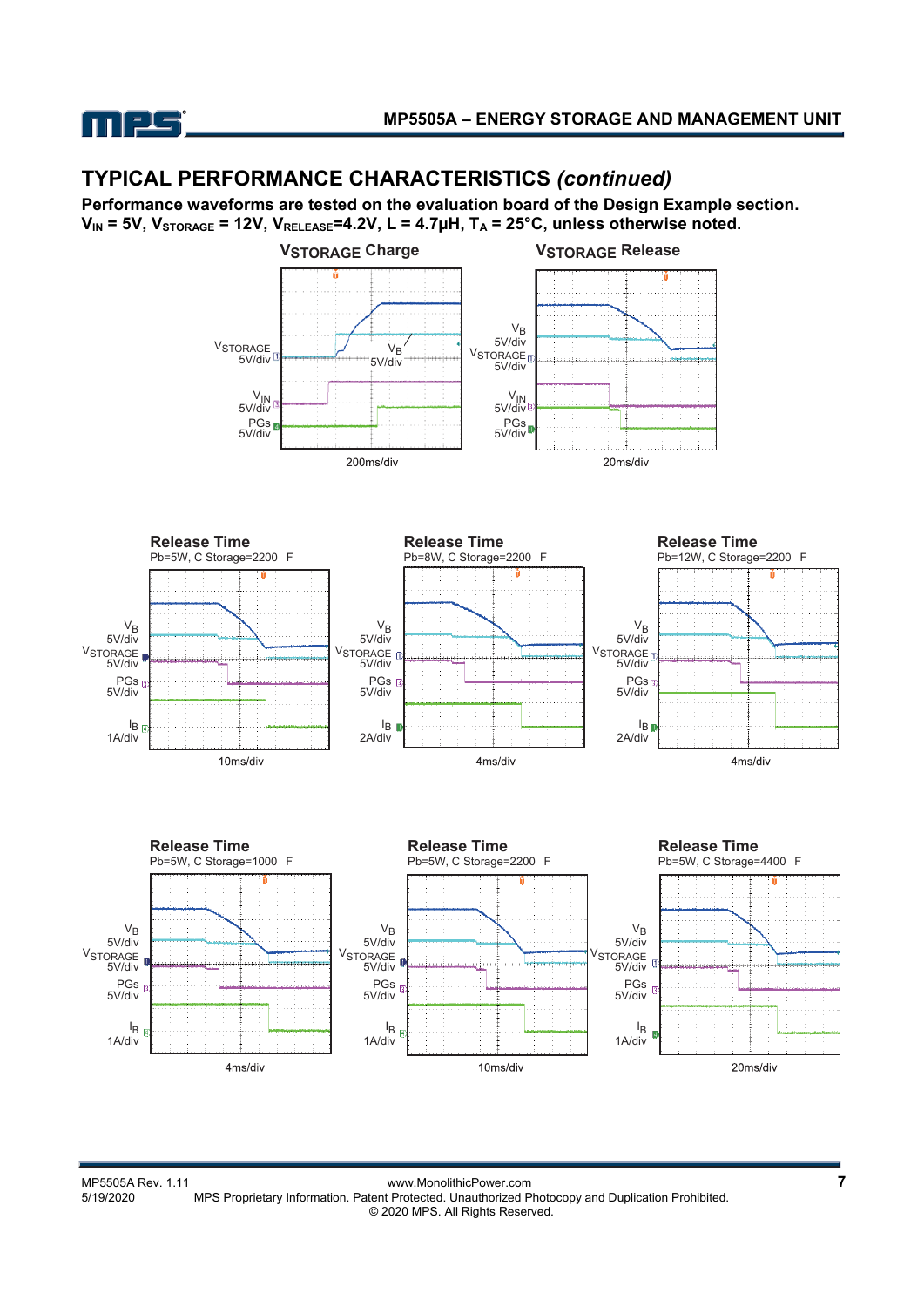## TYPICAL PERFORMANCE CHARACTERISTICS *(continued)*

**Performance waveforms are tested on the evaluation board of the Design Example section.**
**$V_{IN}$ = 5V, $V_{STORAGE}$ = 12V, $V_{RELEASE}$=4.2V, L = 4.7µH, $T_A$ = 25°C, unless otherwise noted.**

**$V_{STORAGE}$ Charge**

$V_{STORAGE}$ 5V/div
$V_B$ 5V/div
$V_{IN}$ 5V/div
PGs 5V/div
200ms/div

**$V_{STORAGE}$ Release**

$V_B$ 5V/div
$V_{STORAGE}$ 5V/div
$V_{IN}$ 5V/div
PGs 5V/div
20ms/div

**Release Time**
Pb=5W, C Storage=2200 F

$V_B$ 5V/div
$V_{STORAGE}$ 5V/div
PGs 5V/div
$I_B$ 1A/div
10ms/div

**Release Time**
Pb=8W, C Storage=2200 F

$V_B$ 5V/div
$V_{STORAGE}$ 5V/div
PGs 5V/div
$I_B$ 2A/div
4ms/div

**Release Time**
Pb=12W, C Storage=2200 F

$V_B$ 5V/div
$V_{STORAGE}$ 5V/div
PGs 5V/div
$I_B$ 2A/div
4ms/div

**Release Time**
Pb=5W, C Storage=1000 F

$V_B$ 5V/div
$V_{STORAGE}$ 5V/div
PGs 5V/div
$I_B$ 1A/div
4ms/div

**Release Time**
Pb=5W, C Storage=2200 F

$V_B$ 5V/div
$V_{STORAGE}$ 5V/div
PGs 5V/div
$I_B$ 1A/div
10ms/div

**Release Time**
Pb=5W, C Storage=4400 F

$V_B$ 5V/div
$V_{STORAGE}$ 5V/div
PGs 5V/div
$I_B$ 1A/div
20ms/div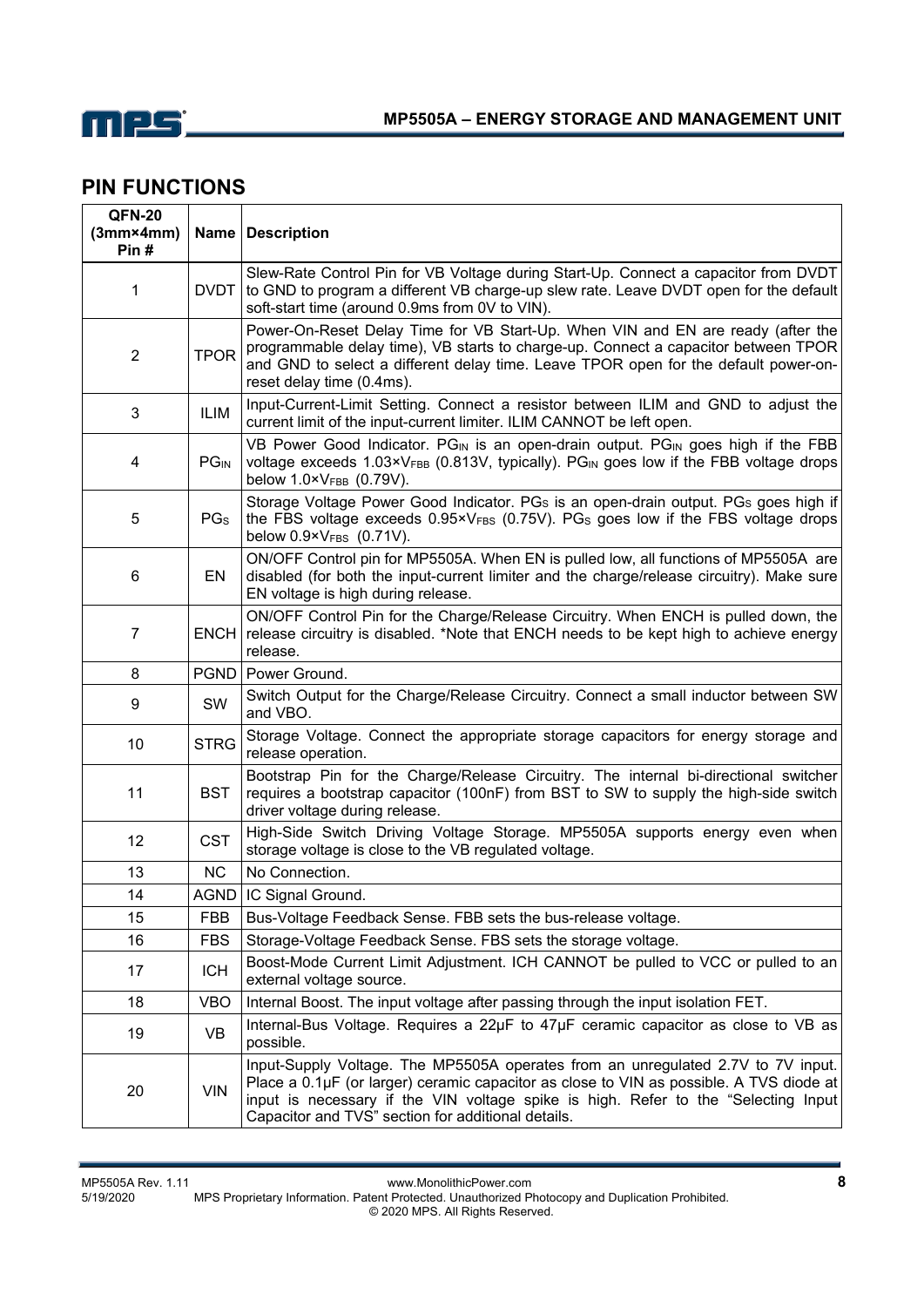## PIN FUNCTIONS

| QFN-20 (3mm×4mm) Pin # | Name | Description |
|---|---|---|
| 1 | DVDT | Slew-Rate Control Pin for VB Voltage during Start-Up. Connect a capacitor from DVDT to GND to program a different VB charge-up slew rate. Leave DVDT open for the default soft-start time (around 0.9ms from 0V to VIN). |
| 2 | TPOR | Power-On-Reset Delay Time for VB Start-Up. When VIN and EN are ready (after the programmable delay time), VB starts to charge-up. Connect a capacitor between TPOR and GND to select a different delay time. Leave TPOR open for the default power-on-reset delay time (0.4ms). |
| 3 | ILIM | Input-Current-Limit Setting. Connect a resistor between ILIM and GND to adjust the current limit of the input-current limiter. ILIM CANNOT be left open. |
| 4 | $PG_{IN}$ | VB Power Good Indicator. $PG_{IN}$ is an open-drain output. $PG_{IN}$ goes high if the FBB voltage exceeds $1.03 \times V_{FBB}$ (0.813V, typically). $PG_{IN}$ goes low if the FBB voltage drops below $1.0 \times V_{FBB}$ (0.79V). |
| 5 | $PG_S$ | Storage Voltage Power Good Indicator. $PG_S$ is an open-drain output. $PG_S$ goes high if the FBS voltage exceeds $0.95 \times V_{FBS}$ (0.75V). $PG_S$ goes low if the FBS voltage drops below $0.9 \times V_{FBS}$ (0.71V). |
| 6 | EN | ON/OFF Control pin for MP5505A. When EN is pulled low, all functions of MP5505A are disabled (for both the input-current limiter and the charge/release circuitry). Make sure EN voltage is high during release. |
| 7 | ENCH | ON/OFF Control Pin for the Charge/Release Circuitry. When ENCH is pulled down, the release circuitry is disabled. *Note that ENCH needs to be kept high to achieve energy release. |
| 8 | PGND | Power Ground. |
| 9 | SW | Switch Output for the Charge/Release Circuitry. Connect a small inductor between SW and VBO. |
| 10 | STRG | Storage Voltage. Connect the appropriate storage capacitors for energy storage and release operation. |
| 11 | BST | Bootstrap Pin for the Charge/Release Circuitry. The internal bi-directional switcher requires a bootstrap capacitor (100nF) from BST to SW to supply the high-side switch driver voltage during release. |
| 12 | CST | High-Side Switch Driving Voltage Storage. MP5505A supports energy even when storage voltage is close to the VB regulated voltage. |
| 13 | NC | No Connection. |
| 14 | AGND | IC Signal Ground. |
| 15 | FBB | Bus-Voltage Feedback Sense. FBB sets the bus-release voltage. |
| 16 | FBS | Storage-Voltage Feedback Sense. FBS sets the storage voltage. |
| 17 | ICH | Boost-Mode Current Limit Adjustment. ICH CANNOT be pulled to VCC or pulled to an external voltage source. |
| 18 | VBO | Internal Boost. The input voltage after passing through the input isolation FET. |
| 19 | VB | Internal-Bus Voltage. Requires a 22µF to 47µF ceramic capacitor as close to VB as possible. |
| 20 | VIN | Input-Supply Voltage. The MP5505A operates from an unregulated 2.7V to 7V input. Place a 0.1µF (or larger) ceramic capacitor as close to VIN as possible. A TVS diode at input is necessary if the VIN voltage spike is high. Refer to the "Selecting Input Capacitor and TVS" section for additional details. |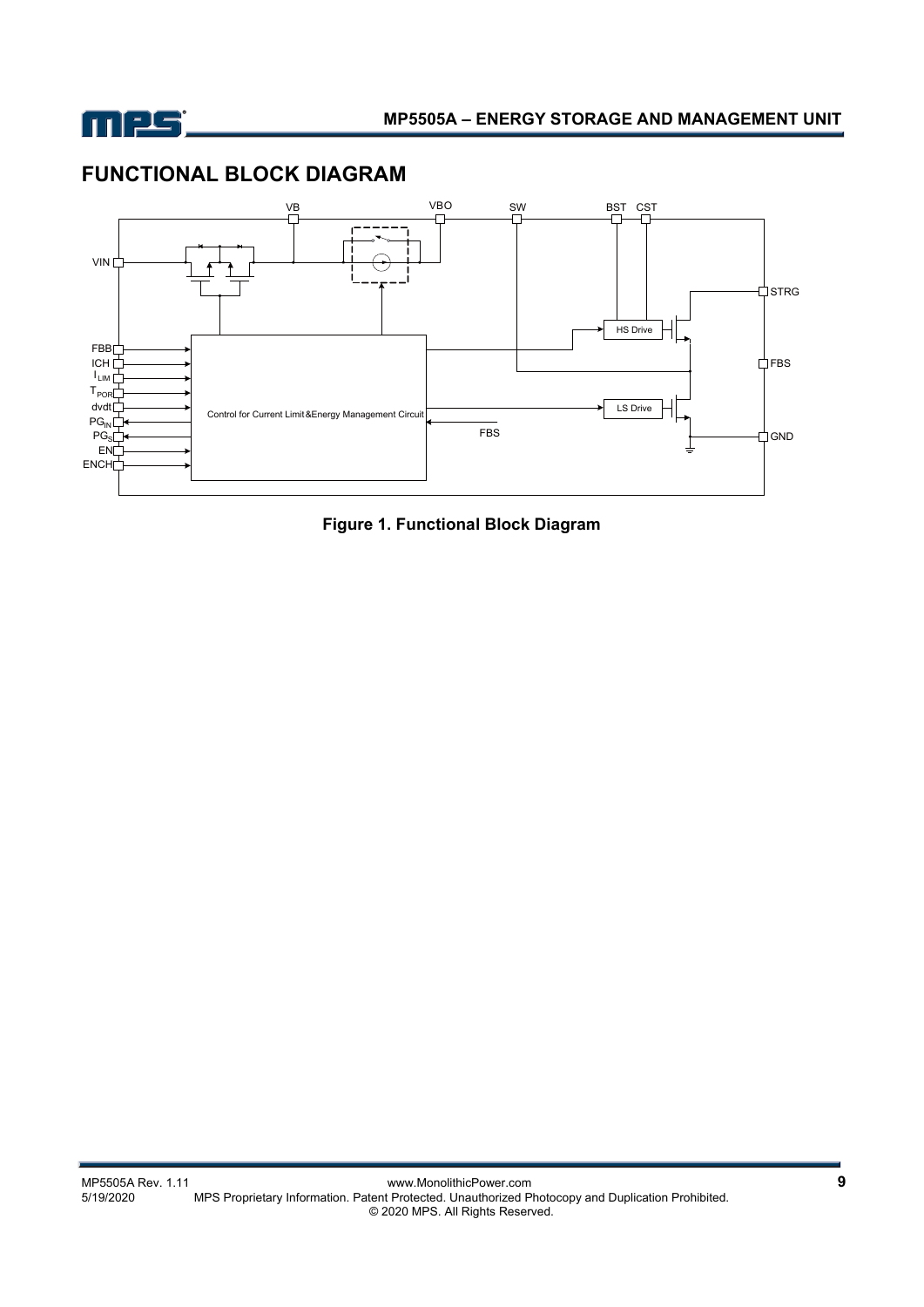## FUNCTIONAL BLOCK DIAGRAM

**Figure 1. Functional Block Diagram**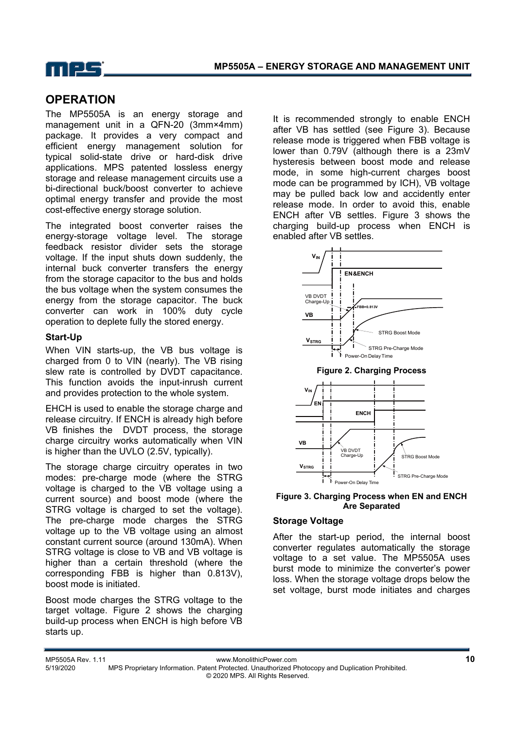## OPERATION

The MP5505A is an energy storage and management unit in a QFN-20 (3mm×4mm) package. It provides a very compact and efficient energy management solution for typical solid-state drive or hard-disk drive applications. MPS patented lossless energy storage and release management circuits use a bi-directional buck/boost converter to achieve optimal energy transfer and provide the most cost-effective energy storage solution.

The integrated boost converter raises the energy-storage voltage level. The storage feedback resistor divider sets the storage voltage. If the input shuts down suddenly, the internal buck converter transfers the energy from the storage capacitor to the bus and holds the bus voltage when the system consumes the energy from the storage capacitor. The buck converter can work in 100% duty cycle operation to deplete fully the stored energy.

### Start-Up

When VIN starts-up, the VB bus voltage is charged from 0 to VIN (nearly). The VB rising slew rate is controlled by DVDT capacitance. This function avoids the input-inrush current and provides protection to the whole system.

EHCH is used to enable the storage charge and release circuitry. If ENCH is already high before VB finishes the DVDT process, the storage charge circuitry works automatically when VIN is higher than the UVLO (2.5V, typically).

The storage charge circuitry operates in two modes: pre-charge mode (where the STRG voltage is charged to the VB voltage using a current source) and boost mode (where the STRG voltage is charged to set the voltage). The pre-charge mode charges the STRG voltage up to the VB voltage using an almost constant current source (around 130mA). When STRG voltage is close to VB and VB voltage is higher than a certain threshold (where the corresponding FBB is higher than 0.813V), boost mode is initiated.

Boost mode charges the STRG voltage to the target voltage. Figure 2 shows the charging build-up process when ENCH is high before VB starts up.

It is recommended strongly to enable ENCH after VB has settled (see Figure 3). Because release mode is triggered when FBB voltage is lower than 0.79V (although there is a 23mV hysteresis between boost mode and release mode, in some high-current charges boost mode can be programmed by ICH), VB voltage may be pulled back low and accidently enter release mode. In order to avoid this, enable ENCH after VB settles. Figure 3 shows the charging build-up process when ENCH is enabled after VB settles.

**Figure 2. Charging Process**

**Figure 3. Charging Process when EN and ENCH Are Separated**

### Storage Voltage

After the start-up period, the internal boost converter regulates automatically the storage voltage to a set value. The MP5505A uses burst mode to minimize the converter's power loss. When the storage voltage drops below the set voltage, burst mode initiates and charges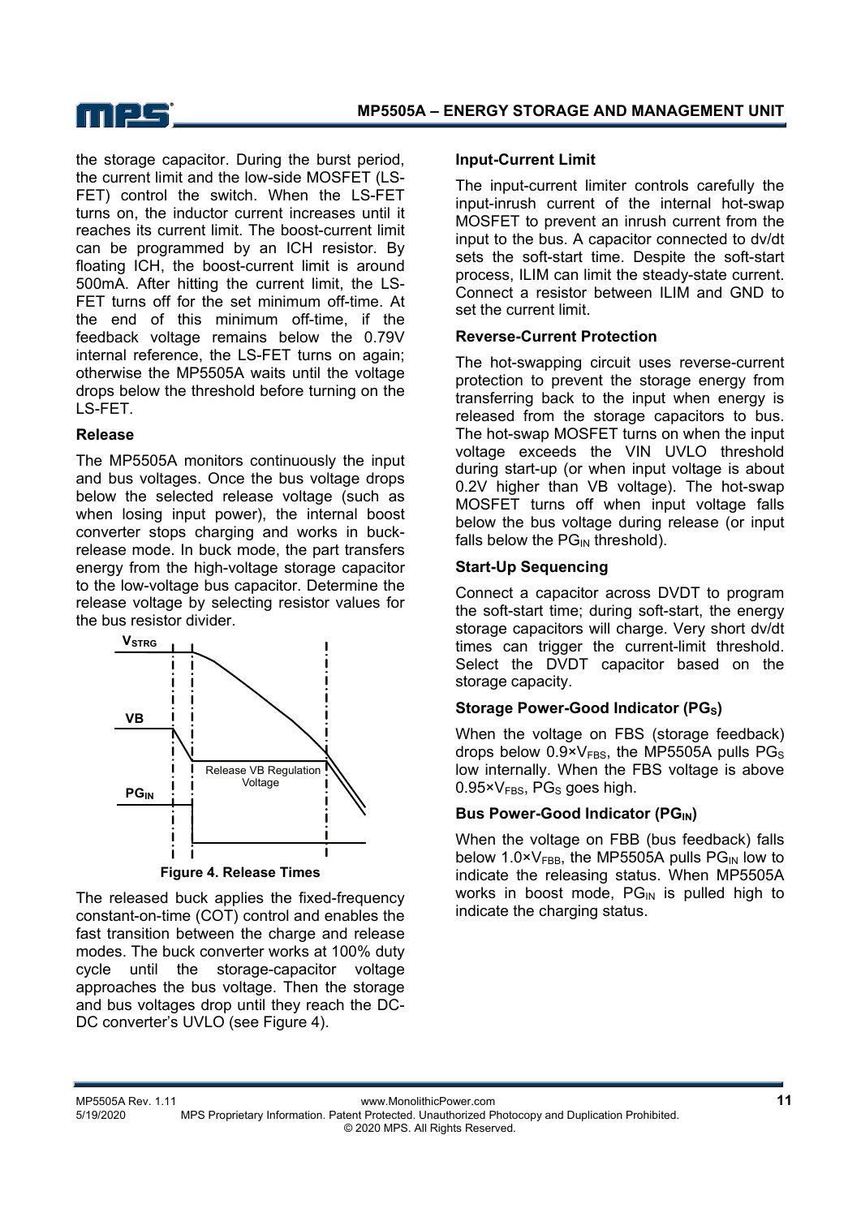the storage capacitor. During the burst period, the current limit and the low-side MOSFET (LS-FET) control the switch. When the LS-FET turns on, the inductor current increases until it reaches its current limit. The boost-current limit can be programmed by an ICH resistor. By floating ICH, the boost-current limit is around 500mA. After hitting the current limit, the LS-FET turns off for the set minimum off-time. At the end of this minimum off-time, if the feedback voltage remains below the 0.79V internal reference, the LS-FET turns on again; otherwise the MP5505A waits until the voltage drops below the threshold before turning on the LS-FET.

### Release

The MP5505A monitors continuously the input and bus voltages. Once the bus voltage drops below the selected release voltage (such as when losing input power), the internal boost converter stops charging and works in buck-release mode. In buck mode, the part transfers energy from the high-voltage storage capacitor to the low-voltage bus capacitor. Determine the release voltage by selecting resistor values for the bus resistor divider.

$V_{STRG}$

VB

$PG_{IN}$

Release VB Regulation Voltage

**Figure 4. Release Times**

The released buck applies the fixed-frequency constant-on-time (COT) control and enables the fast transition between the charge and release modes. The buck converter works at 100% duty cycle until the storage-capacitor voltage approaches the bus voltage. Then the storage and bus voltages drop until they reach the DC-DC converter's UVLO (see Figure 4).

### Input-Current Limit

The input-current limiter controls carefully the input-inrush current of the internal hot-swap MOSFET to prevent an inrush current from the input to the bus. A capacitor connected to dv/dt sets the soft-start time. Despite the soft-start process, ILIM can limit the steady-state current. Connect a resistor between ILIM and GND to set the current limit.

### Reverse-Current Protection

The hot-swapping circuit uses reverse-current protection to prevent the storage energy from transferring back to the input when energy is released from the storage capacitors to bus. The hot-swap MOSFET turns on when the input voltage exceeds the VIN UVLO threshold during start-up (or when input voltage is about 0.2V higher than VB voltage). The hot-swap MOSFET turns off when input voltage falls below the bus voltage during release (or input falls below the $PG_{IN}$ threshold).

### Start-Up Sequencing

Connect a capacitor across DVDT to program the soft-start time; during soft-start, the energy storage capacitors will charge. Very short dv/dt times can trigger the current-limit threshold. Select the DVDT capacitor based on the storage capacity.

### Storage Power-Good Indicator ($PG_S$)

When the voltage on FBS (storage feedback) drops below $0.9\times V_{FBS}$, the MP5505A pulls $PG_S$ low internally. When the FBS voltage is above $0.95\times V_{FBS}$, $PG_S$ goes high.

### Bus Power-Good Indicator ($PG_{IN}$)

When the voltage on FBB (bus feedback) falls below $1.0\times V_{FBB}$, the MP5505A pulls $PG_{IN}$ low to indicate the releasing status. When MP5505A works in boost mode, $PG_{IN}$ is pulled high to indicate the charging status.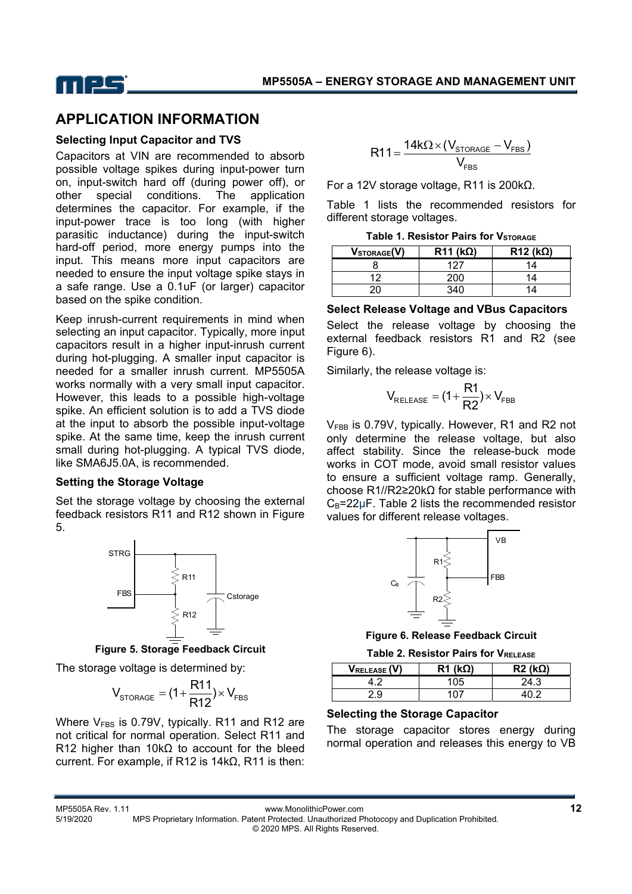## APPLICATION INFORMATION

### Selecting Input Capacitor and TVS

Capacitors at VIN are recommended to absorb possible voltage spikes during input-power turn on, input-switch hard off (during power off), or other special conditions. The application determines the capacitor. For example, if the input-power trace is too long (with higher parasitic inductance) during the input-switch hard-off period, more energy pumps into the input. This means more input capacitors are needed to ensure the input voltage spike stays in a safe range. Use a 0.1uF (or larger) capacitor based on the spike condition.

Keep inrush-current requirements in mind when selecting an input capacitor. Typically, more input capacitors result in a higher input-inrush current during hot-plugging. A smaller input capacitor is needed for a smaller inrush current. MP5505A works normally with a very small input capacitor. However, this leads to a possible high-voltage spike. An efficient solution is to add a TVS diode at the input to absorb the possible input-voltage spike. At the same time, keep the inrush current small during hot-plugging. A typical TVS diode, like SMA6J5.0A, is recommended.

### Setting the Storage Voltage

Set the storage voltage by choosing the external feedback resistors R11 and R12 shown in Figure 5.

**Figure 5. Storage Feedback Circuit**

The storage voltage is determined by:

$$V_{STORAGE} = (1 + \frac{R11}{R12}) \times V_{FBS}$$

Where $V_{FBS}$ is 0.79V, typically. R11 and R12 are not critical for normal operation. Select R11 and R12 higher than 10kΩ to account for the bleed current. For example, if R12 is 14kΩ, R11 is then:

$$R11 = \frac{14k\Omega \times (V_{STORAGE} - V_{FBS})}{V_{FBS}}$$

For a 12V storage voltage, R11 is 200kΩ.

Table 1 lists the recommended resistors for different storage voltages.

**Table 1. Resistor Pairs for $V_{STORAGE}$**

| $V_{STORAGE}$(V) | R11 (kΩ) | R12 (kΩ) |
|---|---|---|
| 8 | 127 | 14 |
| 12 | 200 | 14 |
| 20 | 340 | 14 |

### Select Release Voltage and VBus Capacitors

Select the release voltage by choosing the external feedback resistors R1 and R2 (see Figure 6).

Similarly, the release voltage is:

$$V_{RELEASE} = (1 + \frac{R1}{R2}) \times V_{FBB}$$

$V_{FBB}$ is 0.79V, typically. However, R1 and R2 not only determine the release voltage, but also affect stability. Since the release-buck mode works in COT mode, avoid small resistor values to ensure a sufficient voltage ramp. Generally, choose R1//R2≥20kΩ for stable performance with $C_B$=22μF. Table 2 lists the recommended resistor values for different release voltages.

**Figure 6. Release Feedback Circuit**

**Table 2. Resistor Pairs for $V_{RELEASE}$**

| $V_{RELEASE}$ (V) | R1 (kΩ) | R2 (kΩ) |
|---|---|---|
| 4.2 | 105 | 24.3 |
| 2.9 | 107 | 40.2 |

### Selecting the Storage Capacitor

The storage capacitor stores energy during normal operation and releases this energy to VB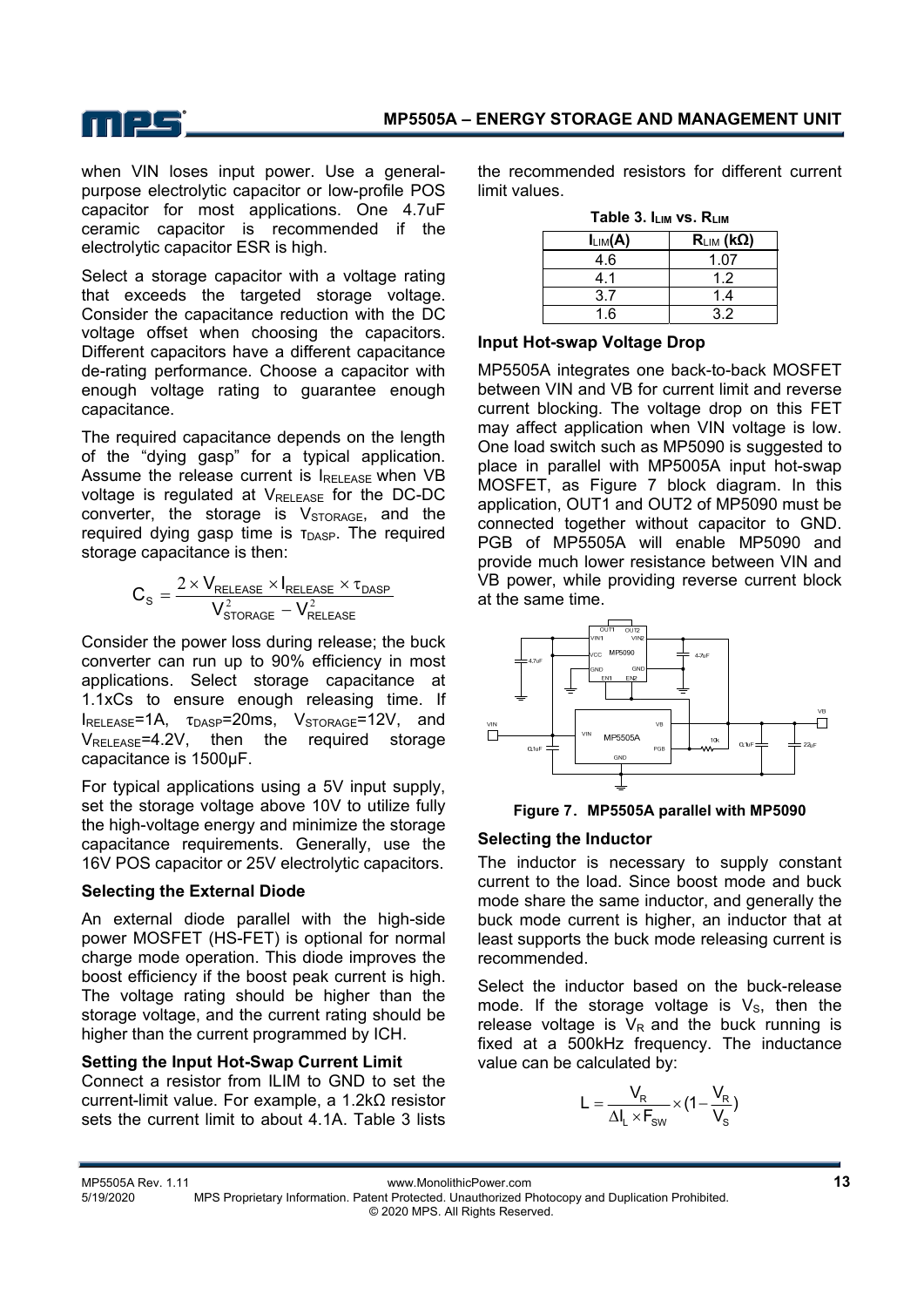when VIN loses input power. Use a general-purpose electrolytic capacitor or low-profile POS capacitor for most applications. One 4.7uF ceramic capacitor is recommended if the electrolytic capacitor ESR is high.

Select a storage capacitor with a voltage rating that exceeds the targeted storage voltage. Consider the capacitance reduction with the DC voltage offset when choosing the capacitors. Different capacitors have a different capacitance de-rating performance. Choose a capacitor with enough voltage rating to guarantee enough capacitance.

The required capacitance depends on the length of the "dying gasp" for a typical application. Assume the release current is $I_{RELEASE}$ when VB voltage is regulated at $V_{RELEASE}$ for the DC-DC converter, the storage is $V_{STORAGE}$, and the required dying gasp time is $\tau_{DASP}$. The required storage capacitance is then:

$$C_S = \frac{2 \times V_{RELEASE} \times I_{RELEASE} \times \tau_{DASP}}{V_{STORAGE}^2 - V_{RELEASE}^2}$$

Consider the power loss during release; the buck converter can run up to 90% efficiency in most applications. Select storage capacitance at 1.1xCs to ensure enough releasing time. If $I_{RELEASE}$=1A, $\tau_{DASP}$=20ms, $V_{STORAGE}$=12V, and $V_{RELEASE}$=4.2V, then the required storage capacitance is 1500μF.

For typical applications using a 5V input supply, set the storage voltage above 10V to utilize fully the high-voltage energy and minimize the storage capacitance requirements. Generally, use the 16V POS capacitor or 25V electrolytic capacitors.

### Selecting the External Diode

An external diode parallel with the high-side power MOSFET (HS-FET) is optional for normal charge mode operation. This diode improves the boost efficiency if the boost peak current is high. The voltage rating should be higher than the storage voltage, and the current rating should be higher than the current programmed by ICH.

### Setting the Input Hot-Swap Current Limit

Connect a resistor from ILIM to GND to set the current-limit value. For example, a 1.2kΩ resistor sets the current limit to about 4.1A. Table 3 lists the recommended resistors for different current limit values.

**Table 3. $I_{LIM}$ vs. $R_{LIM}$**

| $I_{LIM}$(A) | $R_{LIM}$ (kΩ) |
|---|---|
| 4.6 | 1.07 |
| 4.1 | 1.2 |
| 3.7 | 1.4 |
| 1.6 | 3.2 |

### Input Hot-swap Voltage Drop

MP5505A integrates one back-to-back MOSFET between VIN and VB for current limit and reverse current blocking. The voltage drop on this FET may affect application when VIN voltage is low. One load switch such as MP5090 is suggested to place in parallel with MP5005A input hot-swap MOSFET, as Figure 7 block diagram. In this application, OUT1 and OUT2 of MP5090 must be connected together without capacitor to GND. PGB of MP5505A will enable MP5090 and provide much lower resistance between VIN and VB power, while providing reverse current block at the same time.

**Figure 7. MP5505A parallel with MP5090**

### Selecting the Inductor

The inductor is necessary to supply constant current to the load. Since boost mode and buck mode share the same inductor, and generally the buck mode current is higher, an inductor that at least supports the buck mode releasing current is recommended.

Select the inductor based on the buck-release mode. If the storage voltage is $V_S$, then the release voltage is $V_R$ and the buck running is fixed at a 500kHz frequency. The inductance value can be calculated by:

$$L = \frac{V_R}{\Delta I_L \times F_{SW}} \times (1 - \frac{V_R}{V_S})$$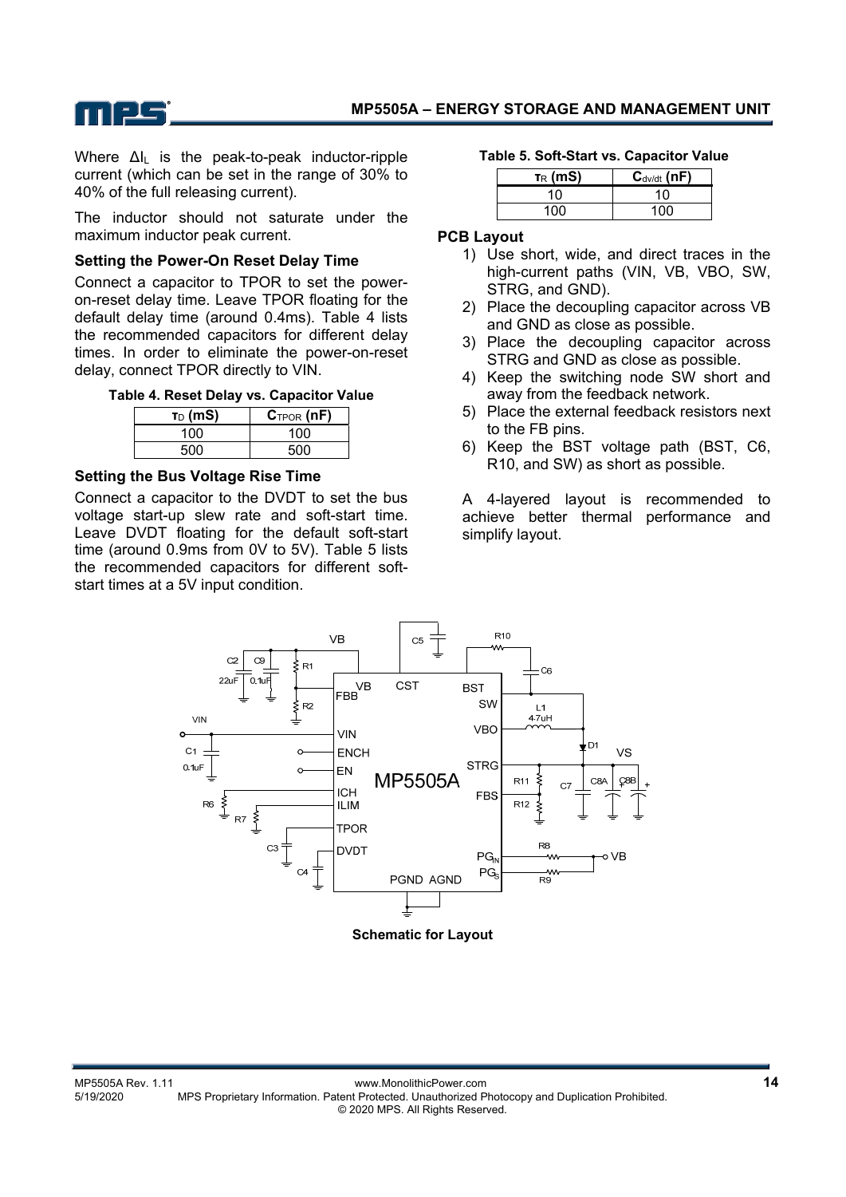Where $\Delta I_L$ is the peak-to-peak inductor-ripple current (which can be set in the range of 30% to 40% of the full releasing current).

The inductor should not saturate under the maximum inductor peak current.

### Setting the Power-On Reset Delay Time

Connect a capacitor to TPOR to set the power-on-reset delay time. Leave TPOR floating for the default delay time (around 0.4ms). Table 4 lists the recommended capacitors for different delay times. In order to eliminate the power-on-reset delay, connect TPOR directly to VIN.

**Table 4. Reset Delay vs. Capacitor Value**

| $\tau_D$ (mS) | $C_{TPOR}$ (nF) |
|---|---|
| 100 | 100 |
| 500 | 500 |

### Setting the Bus Voltage Rise Time

Connect a capacitor to the DVDT to set the bus voltage start-up slew rate and soft-start time. Leave DVDT floating for the default soft-start time (around 0.9ms from 0V to 5V). Table 5 lists the recommended capacitors for different soft-start times at a 5V input condition.

**Table 5. Soft-Start vs. Capacitor Value**

| $\tau_R$ (mS) | $C_{dv/dt}$ (nF) |
|---|---|
| 10 | 10 |
| 100 | 100 |

### PCB Layout

1) Use short, wide, and direct traces in the high-current paths (VIN, VB, VBO, SW, STRG, and GND).
2) Place the decoupling capacitor across VB and GND as close as possible.
3) Place the decoupling capacitor across STRG and GND as close as possible.
4) Keep the switching node SW short and away from the feedback network.
5) Place the external feedback resistors next to the FB pins.
6) Keep the BST voltage path (BST, C6, R10, and SW) as short as possible.

A 4-layered layout is recommended to achieve better thermal performance and simplify layout.

**Schematic for Layout**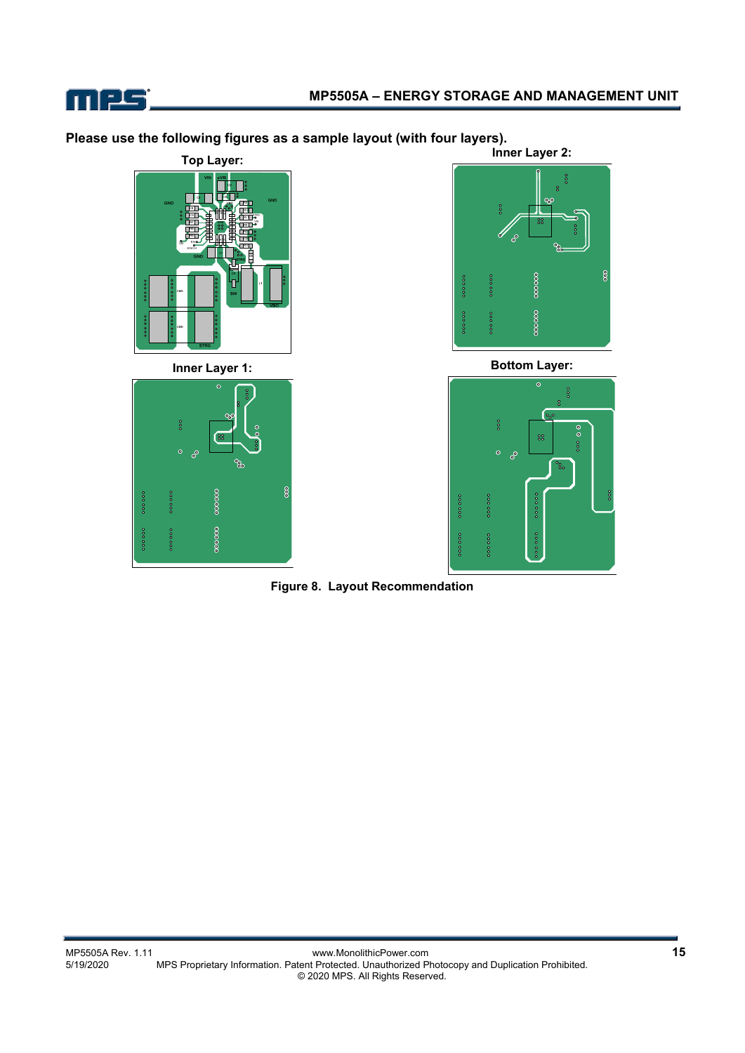**Please use the following figures as a sample layout (with four layers).**

**Top Layer:**

**Inner Layer 2:**

**Inner Layer 1:**

**Bottom Layer:**

**Figure 8. Layout Recommendation**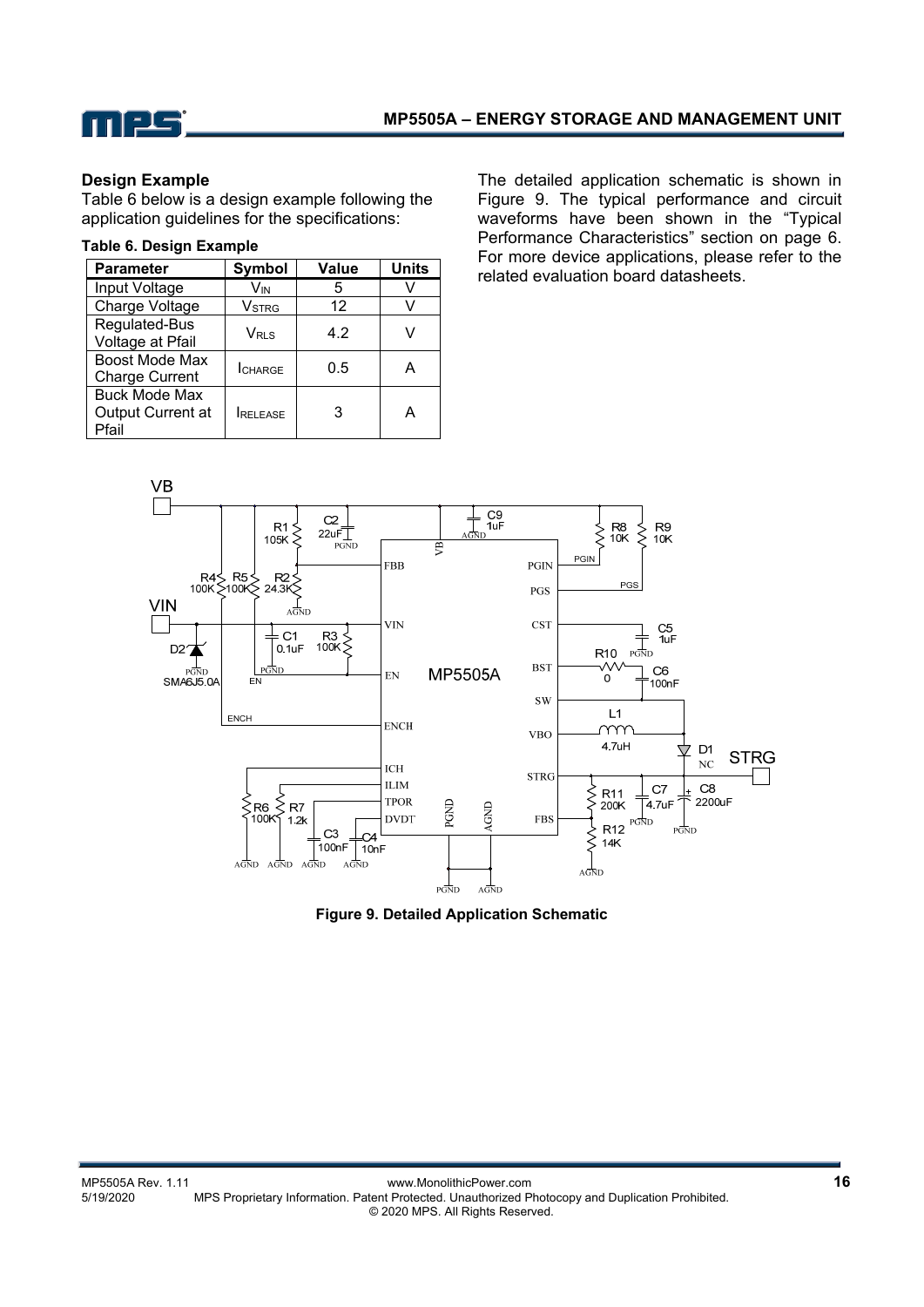**Design Example**

Table 6 below is a design example following the application guidelines for the specifications:

**Table 6. Design Example**

| Parameter | Symbol | Value | Units |
|---|---|---|---|
| Input Voltage | $V_{IN}$ | 5 | V |
| Charge Voltage | $V_{STRG}$ | 12 | V |
| Regulated-Bus Voltage at Pfail | $V_{RLS}$ | 4.2 | V |
| Boost Mode Max Charge Current | $I_{CHARGE}$ | 0.5 | A |
| Buck Mode Max Output Current at Pfail | $I_{RELEASE}$ | 3 | A |

The detailed application schematic is shown in Figure 9. The typical performance and circuit waveforms have been shown in the "Typical Performance Characteristics" section on page 6. For more device applications, please refer to the related evaluation board datasheets.

**Figure 9. Detailed Application Schematic**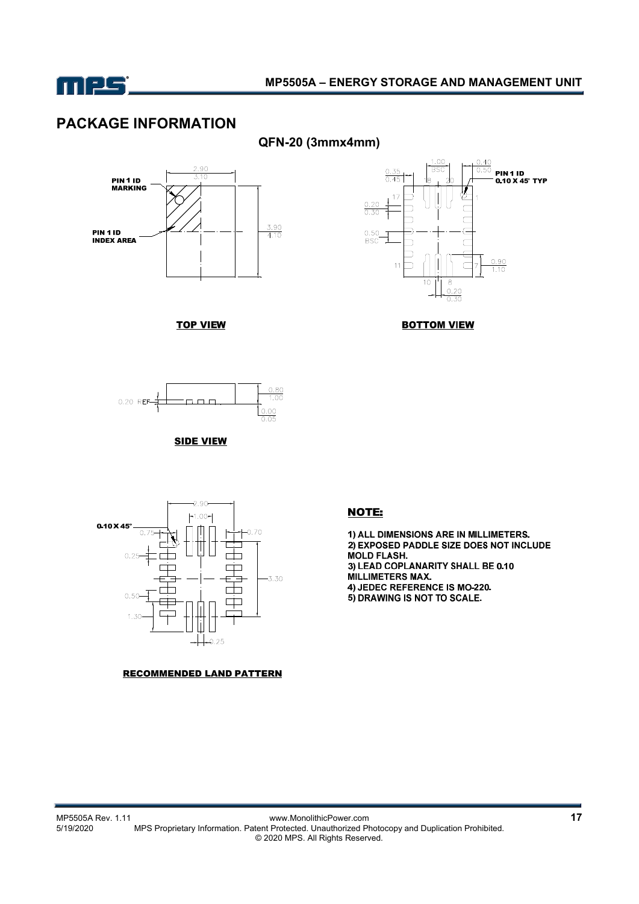# PACKAGE INFORMATION

**QFN-20 (3mmx4mm)**

TOP VIEW

BOTTOM VIEW

SIDE VIEW

RECOMMENDED LAND PATTERN

**NOTE:**

1) ALL DIMENSIONS ARE IN MILLIMETERS.
2) EXPOSED PADDLE SIZE DOES NOT INCLUDE MOLD FLASH.
3) LEAD COPLANARITY SHALL BE 0.10 MILLIMETERS MAX.
4) JEDEC REFERENCE IS MO-220.
5) DRAWING IS NOT TO SCALE.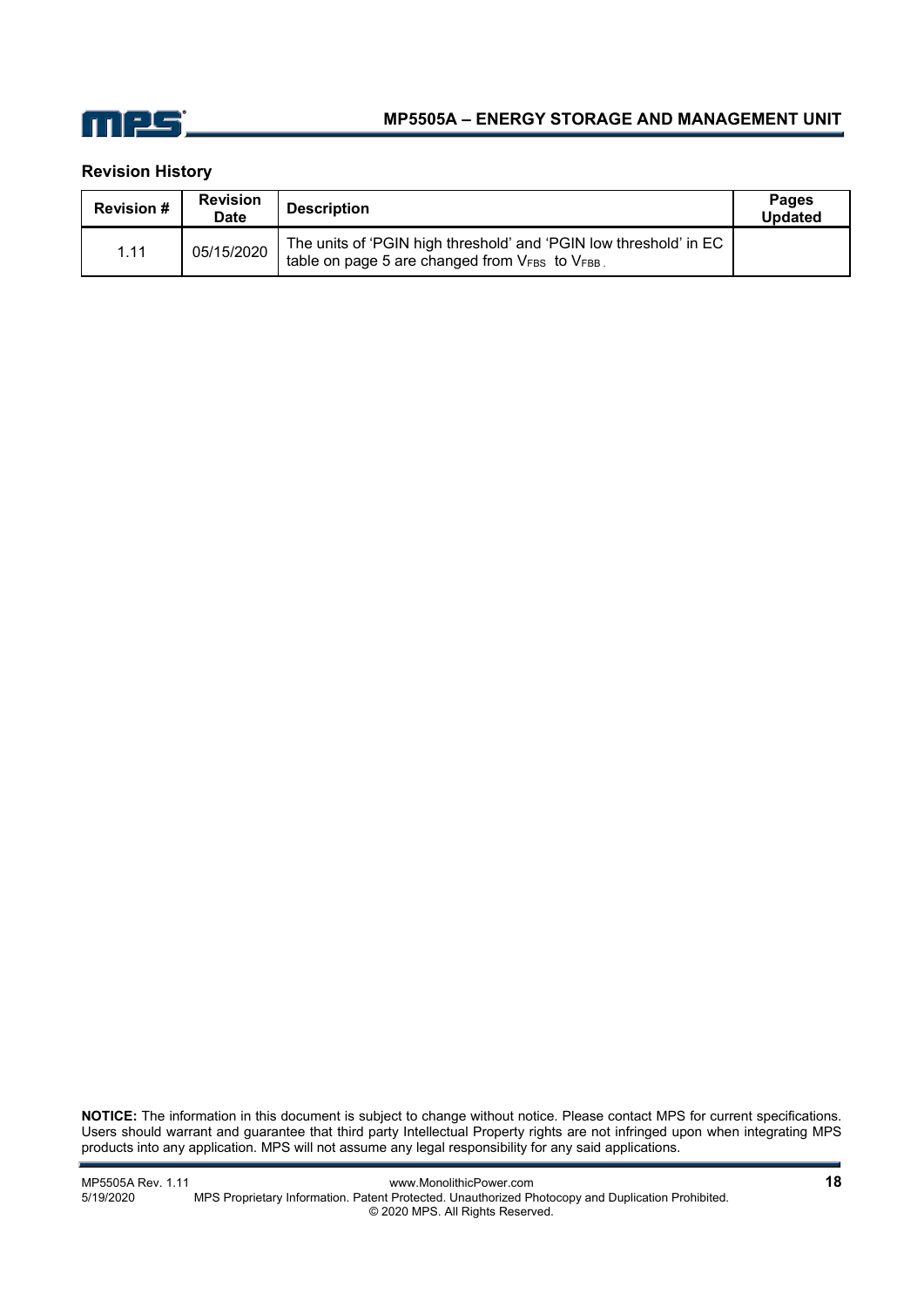## Revision History

| Revision # | Revision Date | Description | Pages Updated |
|---|---|---|---|
| 1.11 | 05/15/2020 | The units of 'PGIN high threshold' and 'PGIN low threshold' in EC table on page 5 are changed from $V_{FBS}$ to $V_{FBB}$. | |

**NOTICE:** The information in this document is subject to change without notice. Please contact MPS for current specifications. Users should warrant and guarantee that third party Intellectual Property rights are not infringed upon when integrating MPS products into any application. MPS will not assume any legal responsibility for any said applications.